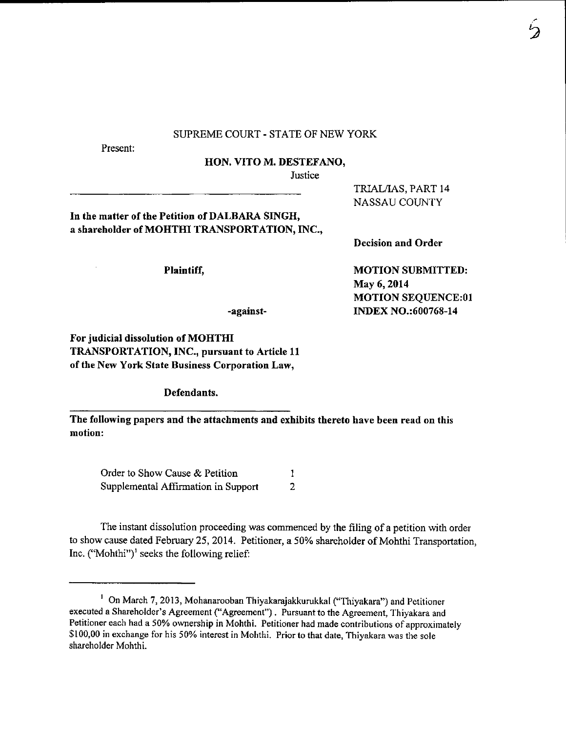SUPREME COURT - STATE OF NEW YORK

Present:

**HON. VITO M. DESTEFANO,**

Justice

TRIAL/IAS, PART 14
NASSAU COUNTY

**In the matter of the Petition of DALBARA SINGH, a shareholder of MOHTHI TRANSPORTATION, INC.,**

**Decision and Order**

**Plaintiff,**

**MOTION SUBMITTED:**
**May 6, 2014**
**MOTION SEQUENCE:01**
**INDEX NO.:600768-14**

**-against-**

**For judicial dissolution of MOHTHI TRANSPORTATION, INC., pursuant to Article 11 of the New York State Business Corporation Law,**

**Defendants.**

**The following papers and the attachments and exhibits thereto have been read on this motion:**

| | |
|---|---|
| Order to Show Cause & Petition | 1 |
| Supplemental Affirmation in Support | 2 |

The instant dissolution proceeding was commenced by the filing of a petition with order to show cause dated February 25, 2014. Petitioner, a 50% shareholder of Mohthi Transportation, Inc. ("Mohthi")[1] seeks the following relief:

---

[1] On March 7, 2013, Mohanarooban Thiyakarajakkurukkal ("Thiyakara") and Petitioner executed a Shareholder's Agreement ("Agreement"). Pursuant to the Agreement, Thiyakara and Petitioner each had a 50% ownership in Mohthi. Petitioner had made contributions of approximately $100,00 in exchange for his 50% interest in Mohthi. Prior to that date, Thiyakara was the sole shareholder Mohthi.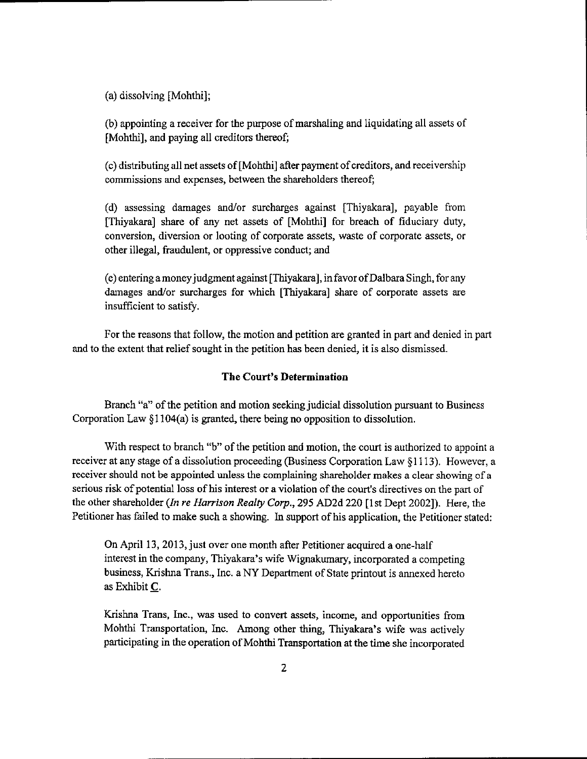(a) dissolving [Mohthi];

(b) appointing a receiver for the purpose of marshaling and liquidating all assets of [Mohthi], and paying all creditors thereof;

(c) distributing all net assets of [Mohthi] after payment of creditors, and receivership commissions and expenses, between the shareholders thereof;

(d) assessing damages and/or surcharges against [Thiyakara], payable from [Thiyakara] share of any net assets of [Mohthi] for breach of fiduciary duty, conversion, diversion or looting of corporate assets, waste of corporate assets, or other illegal, fraudulent, or oppressive conduct; and

(e) entering a money judgment against [Thiyakara], in favor of Dalbara Singh, for any damages and/or surcharges for which [Thiyakara] share of corporate assets are insufficient to satisfy.

For the reasons that follow, the motion and petition are granted in part and denied in part and to the extent that relief sought in the petition has been denied, it is also dismissed.

## The Court's Determination

Branch "a" of the petition and motion seeking judicial dissolution pursuant to Business Corporation Law §1104(a) is granted, there being no opposition to dissolution.

With respect to branch "b" of the petition and motion, the court is authorized to appoint a receiver at any stage of a dissolution proceeding (Business Corporation Law §1113). However, a receiver should not be appointed unless the complaining shareholder makes a clear showing of a serious risk of potential loss of his interest or a violation of the court's directives on the part of the other shareholder (*In re Harrison Realty Corp.*, 295 AD2d 220 [1st Dept 2002]). Here, the Petitioner has failed to make such a showing. In support of his application, the Petitioner stated:

> On April 13, 2013, just over one month after Petitioner acquired a one-half interest in the company, Thiyakara's wife Wignakumary, incorporated a competing business, Krishna Trans., Inc. a NY Department of State printout is annexed hereto as Exhibit C.
>
> Krishna Trans, Inc., was used to convert assets, income, and opportunities from Mohthi Transportation, Inc. Among other thing, Thiyakara's wife was actively participating in the operation of Mohthi Transportation at the time she incorporated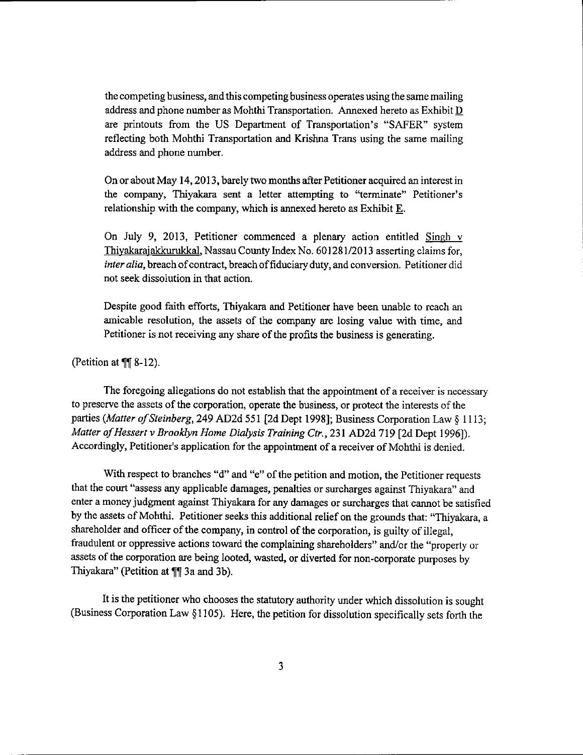> the competing business, and this competing business operates using the same mailing address and phone number as Mohthi Transportation. Annexed hereto as Exhibit D are printouts from the US Department of Transportation's "SAFER" system reflecting both Mohthi Transportation and Krishna Trans using the same mailing address and phone number.
>
> On or about May 14, 2013, barely two months after Petitioner acquired an interest in the company, Thiyakara sent a letter attempting to "terminate" Petitioner's relationship with the company, which is annexed hereto as Exhibit E.
>
> On July 9, 2013, Petitioner commenced a plenary action entitled Singh v Thiyakarajakkurukkal, Nassau County Index No. 601281/2013 asserting claims for, *inter alia*, breach of contract, breach of fiduciary duty, and conversion. Petitioner did not seek dissolution in that action.
>
> Despite good faith efforts, Thiyakara and Petitioner have been unable to reach an amicable resolution, the assets of the company are losing value with time, and Petitioner is not receiving any share of the profits the business is generating.

(Petition at ¶¶ 8-12).

The foregoing allegations do not establish that the appointment of a receiver is necessary to preserve the assets of the corporation, operate the business, or protect the interests of the parties (*Matter of Steinberg*, 249 AD2d 551 [2d Dept 1998]; Business Corporation Law § 1113; *Matter of Hessert v Brooklyn Home Dialysis Training Ctr.*, 231 AD2d 719 [2d Dept 1996]). Accordingly, Petitioner's application for the appointment of a receiver of Mohthi is denied.

With respect to branches "d" and "e" of the petition and motion, the Petitioner requests that the court "assess any applicable damages, penalties or surcharges against Thiyakara" and enter a money judgment against Thiyakara for any damages or surcharges that cannot be satisfied by the assets of Mohthi. Petitioner seeks this additional relief on the grounds that: "Thiyakara, a shareholder and officer of the company, in control of the corporation, is guilty of illegal, fraudulent or oppressive actions toward the complaining shareholders" and/or the "property or assets of the corporation are being looted, wasted, or diverted for non-corporate purposes by Thiyakara" (Petition at ¶¶ 3a and 3b).

It is the petitioner who chooses the statutory authority under which dissolution is sought (Business Corporation Law §1105). Here, the petition for dissolution specifically sets forth the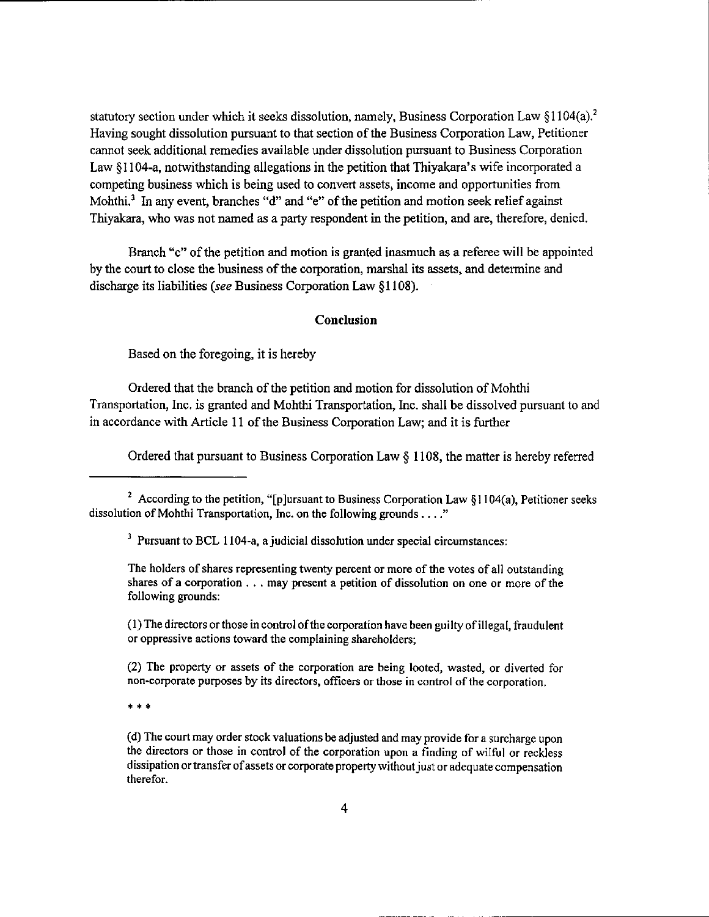statutory section under which it seeks dissolution, namely, Business Corporation Law §1104(a).[2] Having sought dissolution pursuant to that section of the Business Corporation Law, Petitioner cannot seek additional remedies available under dissolution pursuant to Business Corporation Law §1104-a, notwithstanding allegations in the petition that Thiyakara's wife incorporated a competing business which is being used to convert assets, income and opportunities from Mohthi.[3] In any event, branches "d" and "e" of the petition and motion seek relief against Thiyakara, who was not named as a party respondent in the petition, and are, therefore, denied.

Branch "c" of the petition and motion is granted inasmuch as a referee will be appointed by the court to close the business of the corporation, marshal its assets, and determine and discharge its liabilities (*see* Business Corporation Law §1108).

## Conclusion

Based on the foregoing, it is hereby

Ordered that the branch of the petition and motion for dissolution of Mohthi Transportation, Inc. is granted and Mohthi Transportation, Inc. shall be dissolved pursuant to and in accordance with Article 11 of the Business Corporation Law; and it is further

Ordered that pursuant to Business Corporation Law § 1108, the matter is hereby referred

---

[2] According to the petition, "[p]ursuant to Business Corporation Law §1104(a), Petitioner seeks dissolution of Mohthi Transportation, Inc. on the following grounds . . . ."

[3] Pursuant to BCL 1104-a, a judicial dissolution under special circumstances:

> The holders of shares representing twenty percent or more of the votes of all outstanding shares of a corporation . . . may present a petition of dissolution on one or more of the following grounds:
>
> (1) The directors or those in control of the corporation have been guilty of illegal, fraudulent or oppressive actions toward the complaining shareholders;
>
> (2) The property or assets of the corporation are being looted, wasted, or diverted for non-corporate purposes by its directors, officers or those in control of the corporation.
>
> \* \* \*
>
> (d) The court may order stock valuations be adjusted and may provide for a surcharge upon the directors or those in control of the corporation upon a finding of wilful or reckless dissipation or transfer of assets or corporate property without just or adequate compensation therefor.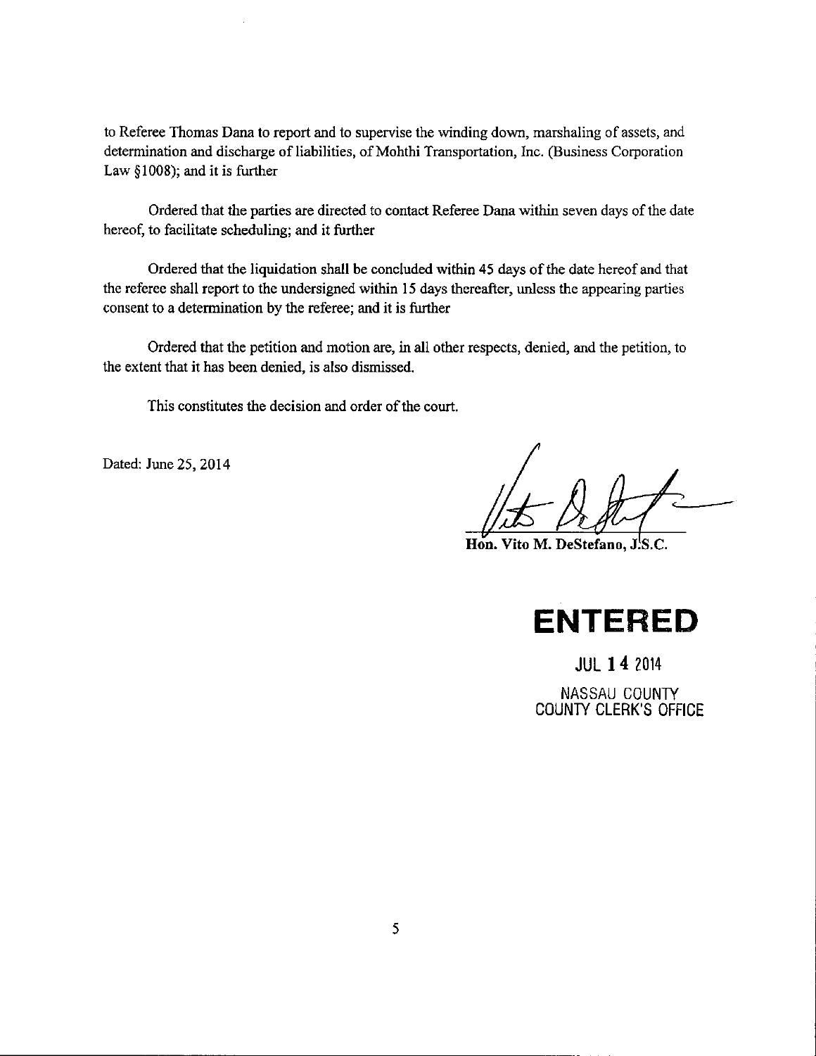to Referee Thomas Dana to report and to supervise the winding down, marshaling of assets, and determination and discharge of liabilities, of Mohthi Transportation, Inc. (Business Corporation Law §1008); and it is further

Ordered that the parties are directed to contact Referee Dana within seven days of the date hereof, to facilitate scheduling; and it further

Ordered that the liquidation shall be concluded within 45 days of the date hereof and that the referee shall report to the undersigned within 15 days thereafter, unless the appearing parties consent to a determination by the referee; and it is further

Ordered that the petition and motion are, in all other respects, denied, and the petition, to the extent that it has been denied, is also dismissed.

This constitutes the decision and order of the court.

Dated: June 25, 2014

**Hon. Vito M. DeStefano, J.S.C.**

**ENTERED**

JUL 14 2014

NASSAU COUNTY
COUNTY CLERK'S OFFICE